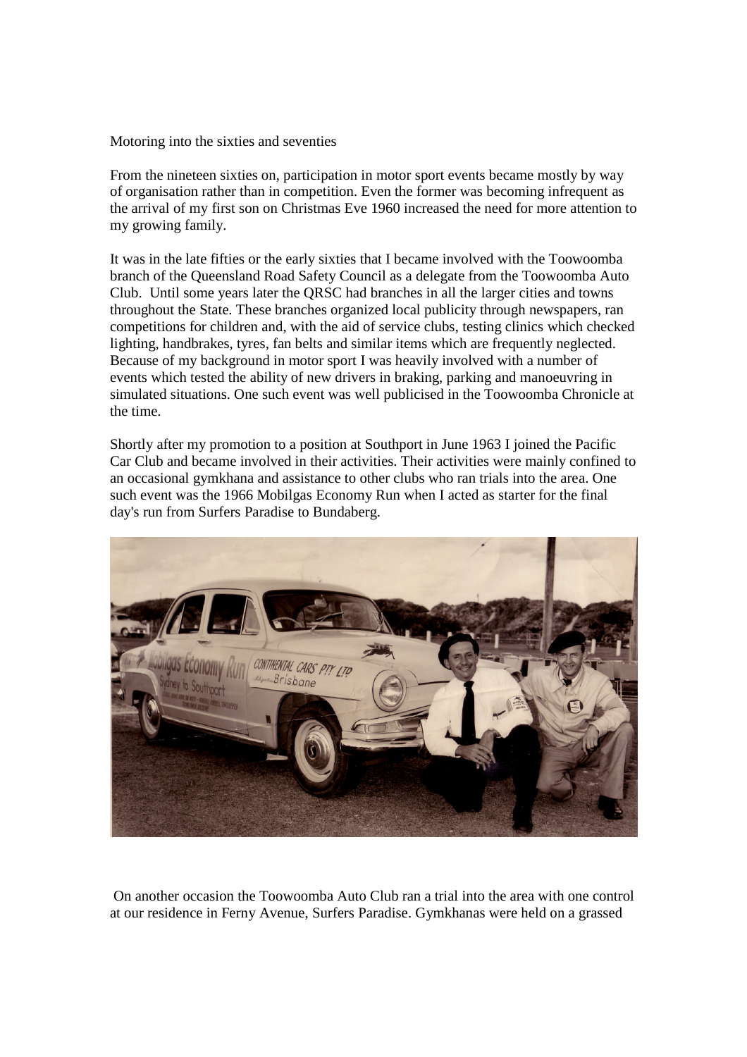# Motoring into the sixties and seventies

From the nineteen sixties on, participation in motor sport events became mostly by way of organisation rather than in competition. Even the former was becoming infrequent as the arrival of my first son on Christmas Eve 1960 increased the need for more attention to my growing family.

It was in the late fifties or the early sixties that I became involved with the Toowoomba branch of the Queensland Road Safety Council as a delegate from the Toowoomba Auto Club. Until some years later the QRSC had branches in all the larger cities and towns throughout the State. These branches organized local publicity through newspapers, ran competitions for children and, with the aid of service clubs, testing clinics which checked lighting, handbrakes, tyres, fan belts and similar items which are frequently neglected. Because of my background in motor sport I was heavily involved with a number of events which tested the ability of new drivers in braking, parking and manoeuvring in simulated situations. One such event was well publicised in the Toowoomba Chronicle at the time.

Shortly after my promotion to a position at Southport in June 1963 I joined the Pacific Car Club and became involved in their activities. Their activities were mainly confined to an occasional gymkhana and assistance to other clubs who ran trials into the area. One such event was the 1966 Mobilgas Economy Run when I acted as starter for the final day's run from Surfers Paradise to Bundaberg.

On another occasion the Toowoomba Auto Club ran a trial into the area with one control at our residence in Ferny Avenue, Surfers Paradise. Gymkhanas were held on a grassed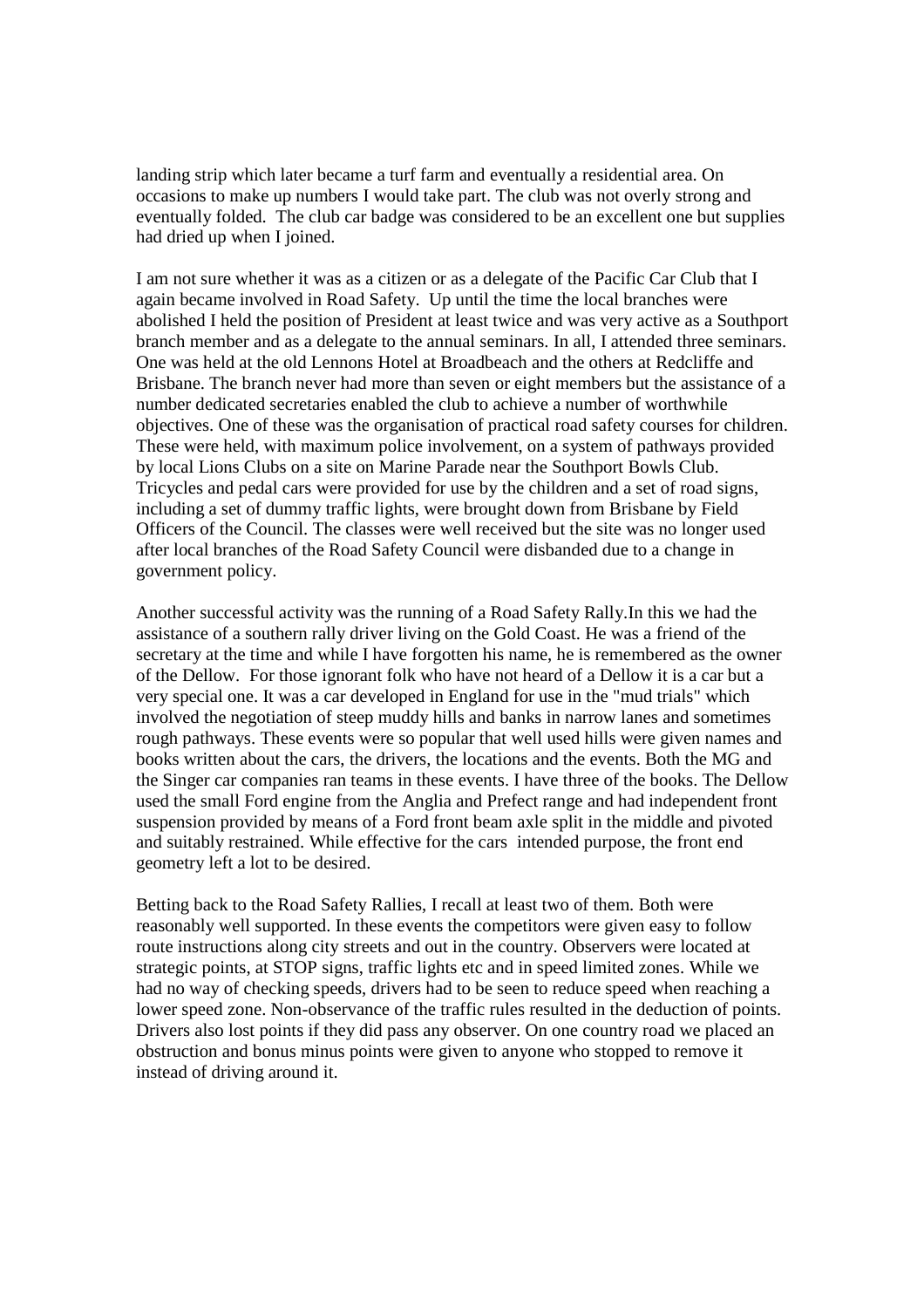landing strip which later became a turf farm and eventually a residential area. On occasions to make up numbers I would take part. The club was not overly strong and eventually folded. The club car badge was considered to be an excellent one but supplies had dried up when I joined.

I am not sure whether it was as a citizen or as a delegate of the Pacific Car Club that I again became involved in Road Safety. Up until the time the local branches were abolished I held the position of President at least twice and was very active as a Southport branch member and as a delegate to the annual seminars. In all, I attended three seminars. One was held at the old Lennons Hotel at Broadbeach and the others at Redcliffe and Brisbane. The branch never had more than seven or eight members but the assistance of a number dedicated secretaries enabled the club to achieve a number of worthwhile objectives. One of these was the organisation of practical road safety courses for children. These were held, with maximum police involvement, on a system of pathways provided by local Lions Clubs on a site on Marine Parade near the Southport Bowls Club. Tricycles and pedal cars were provided for use by the children and a set of road signs, including a set of dummy traffic lights, were brought down from Brisbane by Field Officers of the Council. The classes were well received but the site was no longer used after local branches of the Road Safety Council were disbanded due to a change in government policy.

Another successful activity was the running of a Road Safety Rally.In this we had the assistance of a southern rally driver living on the Gold Coast. He was a friend of the secretary at the time and while I have forgotten his name, he is remembered as the owner of the Dellow. For those ignorant folk who have not heard of a Dellow it is a car but a very special one. It was a car developed in England for use in the "mud trials" which involved the negotiation of steep muddy hills and banks in narrow lanes and sometimes rough pathways. These events were so popular that well used hills were given names and books written about the cars, the drivers, the locations and the events. Both the MG and the Singer car companies ran teams in these events. I have three of the books. The Dellow used the small Ford engine from the Anglia and Prefect range and had independent front suspension provided by means of a Ford front beam axle split in the middle and pivoted and suitably restrained. While effective for the cars intended purpose, the front end geometry left a lot to be desired.

Betting back to the Road Safety Rallies, I recall at least two of them. Both were reasonably well supported. In these events the competitors were given easy to follow route instructions along city streets and out in the country. Observers were located at strategic points, at STOP signs, traffic lights etc and in speed limited zones. While we had no way of checking speeds, drivers had to be seen to reduce speed when reaching a lower speed zone. Non-observance of the traffic rules resulted in the deduction of points. Drivers also lost points if they did pass any observer. On one country road we placed an obstruction and bonus minus points were given to anyone who stopped to remove it instead of driving around it.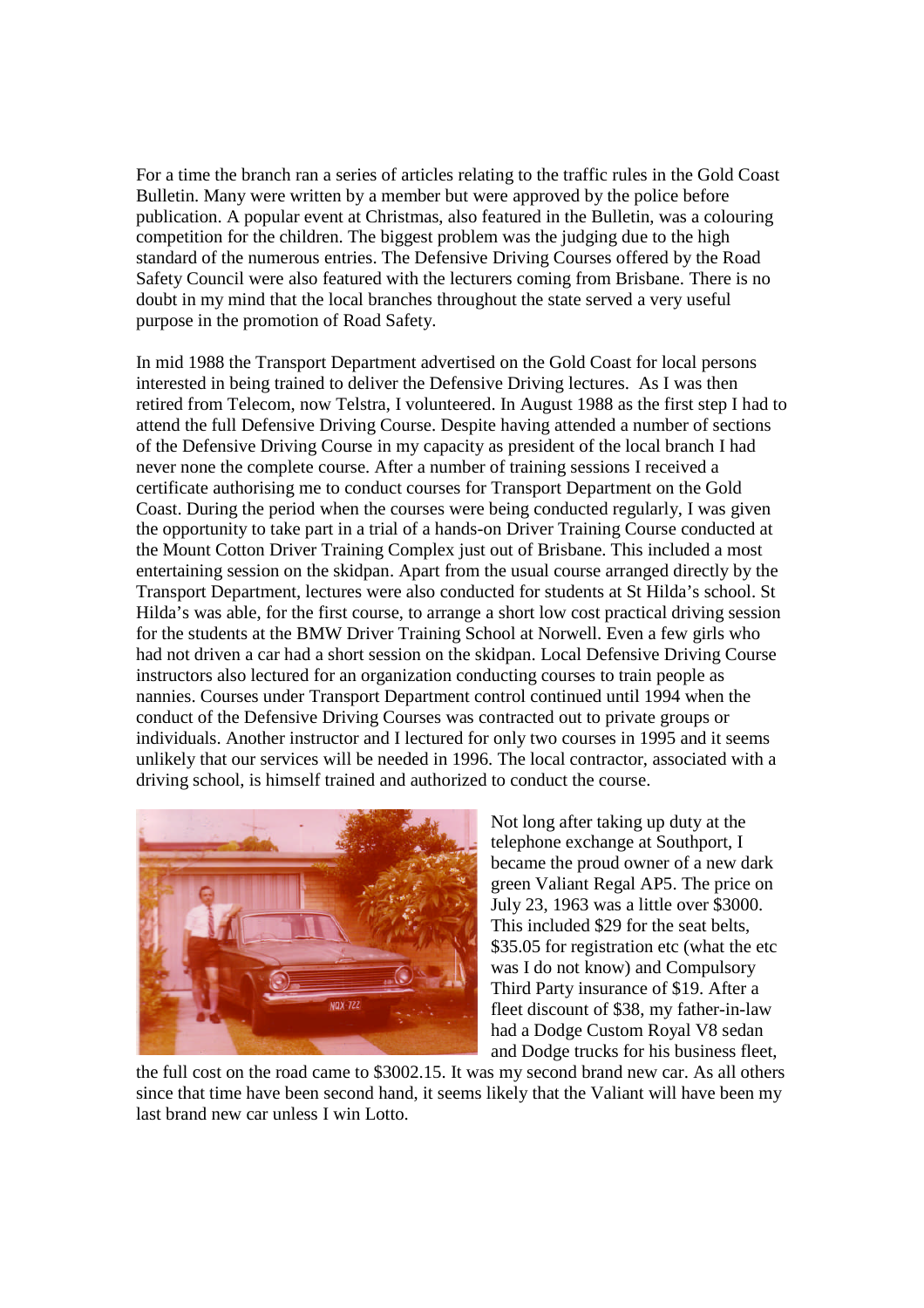For a time the branch ran a series of articles relating to the traffic rules in the Gold Coast Bulletin. Many were written by a member but were approved by the police before publication. A popular event at Christmas, also featured in the Bulletin, was a colouring competition for the children. The biggest problem was the judging due to the high standard of the numerous entries. The Defensive Driving Courses offered by the Road Safety Council were also featured with the lecturers coming from Brisbane. There is no doubt in my mind that the local branches throughout the state served a very useful purpose in the promotion of Road Safety.

In mid 1988 the Transport Department advertised on the Gold Coast for local persons interested in being trained to deliver the Defensive Driving lectures. As I was then retired from Telecom, now Telstra, I volunteered. In August 1988 as the first step I had to attend the full Defensive Driving Course. Despite having attended a number of sections of the Defensive Driving Course in my capacity as president of the local branch I had never none the complete course. After a number of training sessions I received a certificate authorising me to conduct courses for Transport Department on the Gold Coast. During the period when the courses were being conducted regularly, I was given the opportunity to take part in a trial of a hands-on Driver Training Course conducted at the Mount Cotton Driver Training Complex just out of Brisbane. This included a most entertaining session on the skidpan. Apart from the usual course arranged directly by the Transport Department, lectures were also conducted for students at St Hilda's school. St Hilda's was able, for the first course, to arrange a short low cost practical driving session for the students at the BMW Driver Training School at Norwell. Even a few girls who had not driven a car had a short session on the skidpan. Local Defensive Driving Course instructors also lectured for an organization conducting courses to train people as nannies. Courses under Transport Department control continued until 1994 when the conduct of the Defensive Driving Courses was contracted out to private groups or individuals. Another instructor and I lectured for only two courses in 1995 and it seems unlikely that our services will be needed in 1996. The local contractor, associated with a driving school, is himself trained and authorized to conduct the course.

Not long after taking up duty at the telephone exchange at Southport, I became the proud owner of a new dark green Valiant Regal AP5. The price on July 23, 1963 was a little over $3000. This included $29 for the seat belts, $35.05 for registration etc (what the etc was I do not know) and Compulsory Third Party insurance of $19. After a fleet discount of $38, my father-in-law had a Dodge Custom Royal V8 sedan and Dodge trucks for his business fleet, the full cost on the road came to $3002.15. It was my second brand new car. As all others since that time have been second hand, it seems likely that the Valiant will have been my last brand new car unless I win Lotto.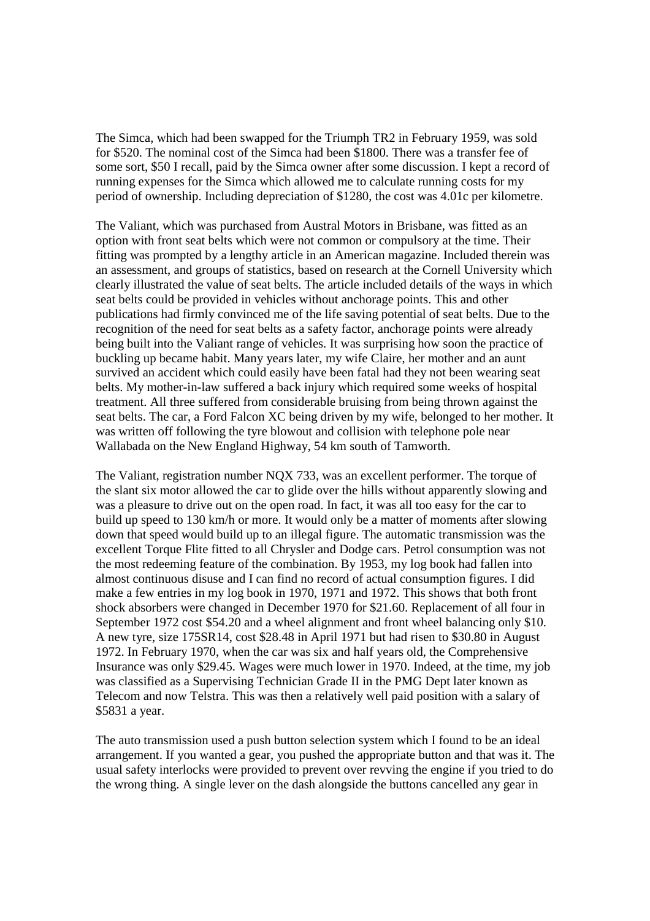The Simca, which had been swapped for the Triumph TR2 in February 1959, was sold for $520. The nominal cost of the Simca had been $1800. There was a transfer fee of some sort, $50 I recall, paid by the Simca owner after some discussion. I kept a record of running expenses for the Simca which allowed me to calculate running costs for my period of ownership. Including depreciation of $1280, the cost was 4.01c per kilometre.

The Valiant, which was purchased from Austral Motors in Brisbane, was fitted as an option with front seat belts which were not common or compulsory at the time. Their fitting was prompted by a lengthy article in an American magazine. Included therein was an assessment, and groups of statistics, based on research at the Cornell University which clearly illustrated the value of seat belts. The article included details of the ways in which seat belts could be provided in vehicles without anchorage points. This and other publications had firmly convinced me of the life saving potential of seat belts. Due to the recognition of the need for seat belts as a safety factor, anchorage points were already being built into the Valiant range of vehicles. It was surprising how soon the practice of buckling up became habit. Many years later, my wife Claire, her mother and an aunt survived an accident which could easily have been fatal had they not been wearing seat belts. My mother-in-law suffered a back injury which required some weeks of hospital treatment. All three suffered from considerable bruising from being thrown against the seat belts. The car, a Ford Falcon XC being driven by my wife, belonged to her mother. It was written off following the tyre blowout and collision with telephone pole near Wallabada on the New England Highway, 54 km south of Tamworth.

The Valiant, registration number NQX 733, was an excellent performer. The torque of the slant six motor allowed the car to glide over the hills without apparently slowing and was a pleasure to drive out on the open road. In fact, it was all too easy for the car to build up speed to 130 km/h or more. It would only be a matter of moments after slowing down that speed would build up to an illegal figure. The automatic transmission was the excellent Torque Flite fitted to all Chrysler and Dodge cars. Petrol consumption was not the most redeeming feature of the combination. By 1953, my log book had fallen into almost continuous disuse and I can find no record of actual consumption figures. I did make a few entries in my log book in 1970, 1971 and 1972. This shows that both front shock absorbers were changed in December 1970 for $21.60. Replacement of all four in September 1972 cost $54.20 and a wheel alignment and front wheel balancing only $10. A new tyre, size 175SR14, cost $28.48 in April 1971 but had risen to $30.80 in August 1972. In February 1970, when the car was six and half years old, the Comprehensive Insurance was only $29.45. Wages were much lower in 1970. Indeed, at the time, my job was classified as a Supervising Technician Grade II in the PMG Dept later known as Telecom and now Telstra. This was then a relatively well paid position with a salary of $5831 a year.

The auto transmission used a push button selection system which I found to be an ideal arrangement. If you wanted a gear, you pushed the appropriate button and that was it. The usual safety interlocks were provided to prevent over revving the engine if you tried to do the wrong thing. A single lever on the dash alongside the buttons cancelled any gear in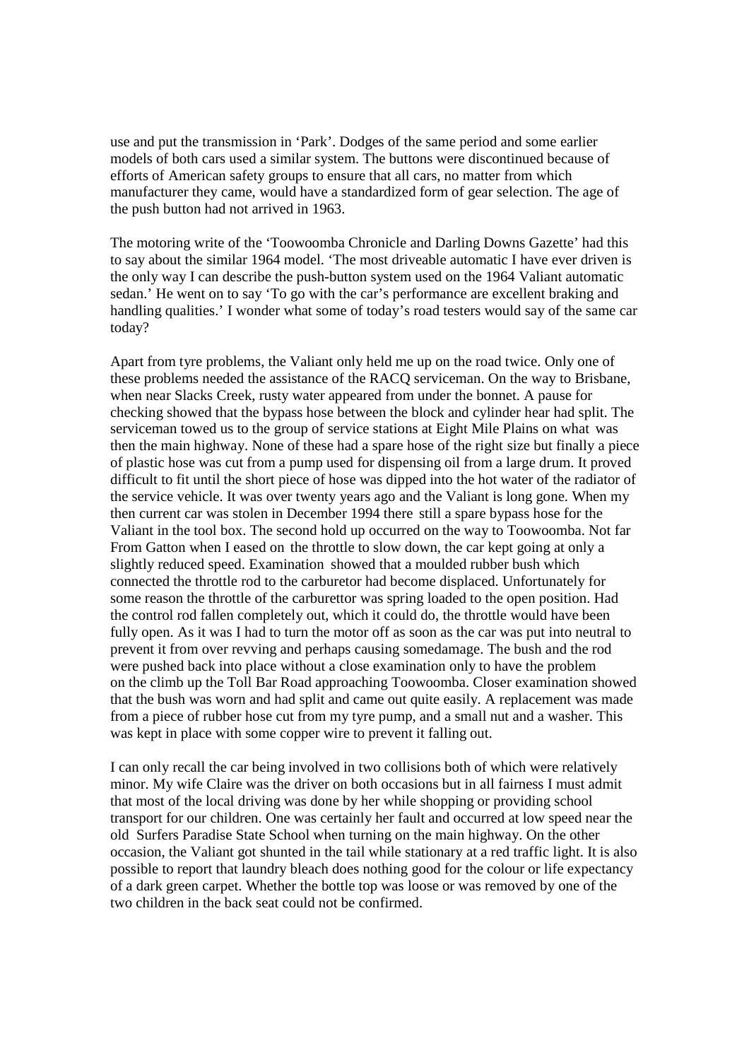use and put the transmission in 'Park'. Dodges of the same period and some earlier models of both cars used a similar system. The buttons were discontinued because of efforts of American safety groups to ensure that all cars, no matter from which manufacturer they came, would have a standardized form of gear selection. The age of the push button had not arrived in 1963.

The motoring write of the 'Toowoomba Chronicle and Darling Downs Gazette' had this to say about the similar 1964 model. 'The most driveable automatic I have ever driven is the only way I can describe the push-button system used on the 1964 Valiant automatic sedan.' He went on to say 'To go with the car's performance are excellent braking and handling qualities.' I wonder what some of today's road testers would say of the same car today?

Apart from tyre problems, the Valiant only held me up on the road twice. Only one of these problems needed the assistance of the RACQ serviceman. On the way to Brisbane, when near Slacks Creek, rusty water appeared from under the bonnet. A pause for checking showed that the bypass hose between the block and cylinder hear had split. The serviceman towed us to the group of service stations at Eight Mile Plains on what was then the main highway. None of these had a spare hose of the right size but finally a piece of plastic hose was cut from a pump used for dispensing oil from a large drum. It proved difficult to fit until the short piece of hose was dipped into the hot water of the radiator of the service vehicle. It was over twenty years ago and the Valiant is long gone. When my then current car was stolen in December 1994 there still a spare bypass hose for the Valiant in the tool box. The second hold up occurred on the way to Toowoomba. Not far From Gatton when I eased on the throttle to slow down, the car kept going at only a slightly reduced speed. Examination showed that a moulded rubber bush which connected the throttle rod to the carburetor had become displaced. Unfortunately for some reason the throttle of the carburettor was spring loaded to the open position. Had the control rod fallen completely out, which it could do, the throttle would have been fully open. As it was I had to turn the motor off as soon as the car was put into neutral to prevent it from over revving and perhaps causing somedamage. The bush and the rod were pushed back into place without a close examination only to have the problem on the climb up the Toll Bar Road approaching Toowoomba. Closer examination showed that the bush was worn and had split and came out quite easily. A replacement was made from a piece of rubber hose cut from my tyre pump, and a small nut and a washer. This was kept in place with some copper wire to prevent it falling out.

I can only recall the car being involved in two collisions both of which were relatively minor. My wife Claire was the driver on both occasions but in all fairness I must admit that most of the local driving was done by her while shopping or providing school transport for our children. One was certainly her fault and occurred at low speed near the old Surfers Paradise State School when turning on the main highway. On the other occasion, the Valiant got shunted in the tail while stationary at a red traffic light. It is also possible to report that laundry bleach does nothing good for the colour or life expectancy of a dark green carpet. Whether the bottle top was loose or was removed by one of the two children in the back seat could not be confirmed.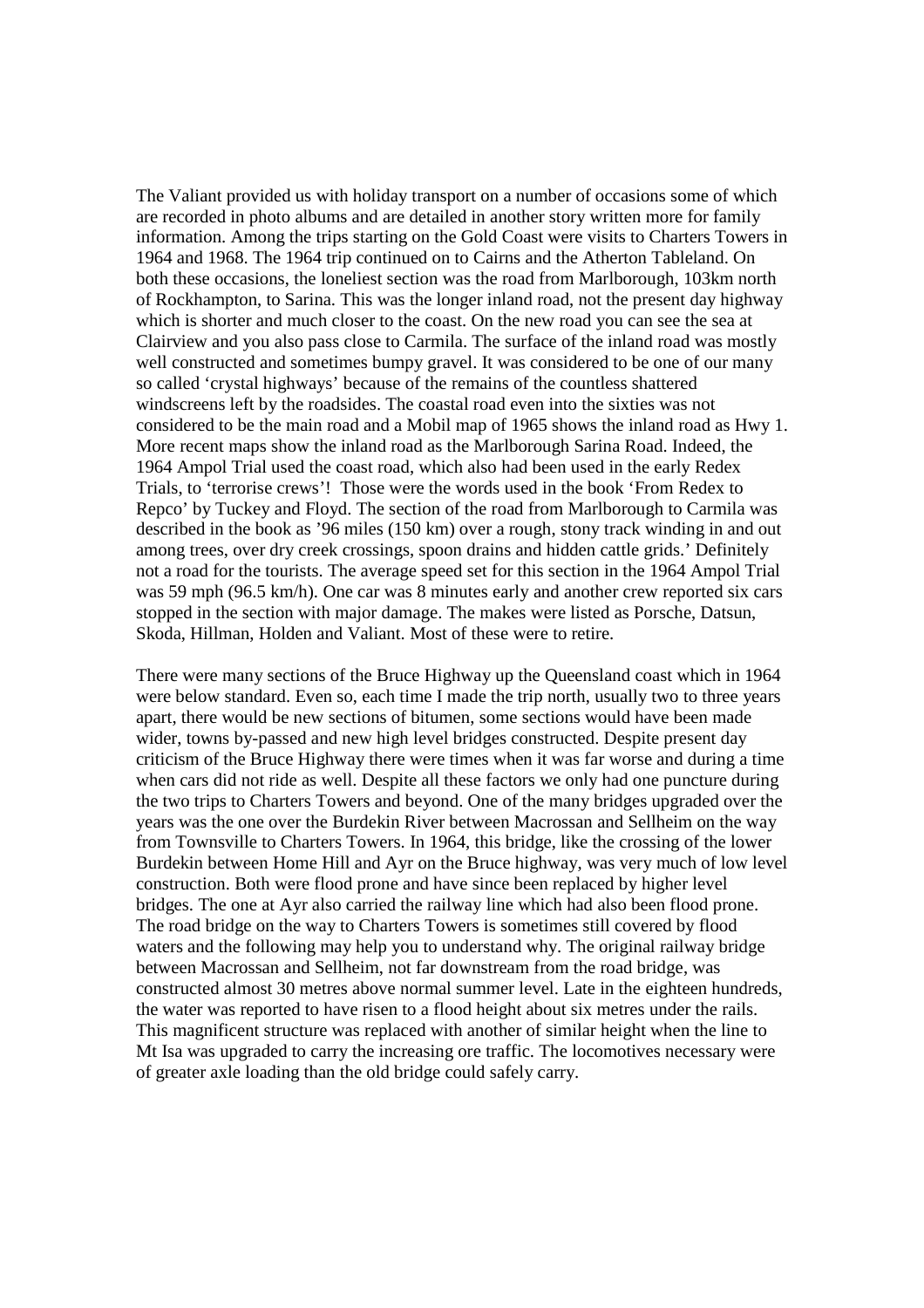The Valiant provided us with holiday transport on a number of occasions some of which are recorded in photo albums and are detailed in another story written more for family information. Among the trips starting on the Gold Coast were visits to Charters Towers in 1964 and 1968. The 1964 trip continued on to Cairns and the Atherton Tableland. On both these occasions, the loneliest section was the road from Marlborough, 103km north of Rockhampton, to Sarina. This was the longer inland road, not the present day highway which is shorter and much closer to the coast. On the new road you can see the sea at Clairview and you also pass close to Carmila. The surface of the inland road was mostly well constructed and sometimes bumpy gravel. It was considered to be one of our many so called 'crystal highways' because of the remains of the countless shattered windscreens left by the roadsides. The coastal road even into the sixties was not considered to be the main road and a Mobil map of 1965 shows the inland road as Hwy 1. More recent maps show the inland road as the Marlborough Sarina Road. Indeed, the 1964 Ampol Trial used the coast road, which also had been used in the early Redex Trials, to 'terrorise crews'! Those were the words used in the book 'From Redex to Repco' by Tuckey and Floyd. The section of the road from Marlborough to Carmila was described in the book as '96 miles (150 km) over a rough, stony track winding in and out among trees, over dry creek crossings, spoon drains and hidden cattle grids.' Definitely not a road for the tourists. The average speed set for this section in the 1964 Ampol Trial was 59 mph (96.5 km/h). One car was 8 minutes early and another crew reported six cars stopped in the section with major damage. The makes were listed as Porsche, Datsun, Skoda, Hillman, Holden and Valiant. Most of these were to retire.

There were many sections of the Bruce Highway up the Queensland coast which in 1964 were below standard. Even so, each time I made the trip north, usually two to three years apart, there would be new sections of bitumen, some sections would have been made wider, towns by-passed and new high level bridges constructed. Despite present day criticism of the Bruce Highway there were times when it was far worse and during a time when cars did not ride as well. Despite all these factors we only had one puncture during the two trips to Charters Towers and beyond. One of the many bridges upgraded over the years was the one over the Burdekin River between Macrossan and Sellheim on the way from Townsville to Charters Towers. In 1964, this bridge, like the crossing of the lower Burdekin between Home Hill and Ayr on the Bruce highway, was very much of low level construction. Both were flood prone and have since been replaced by higher level bridges. The one at Ayr also carried the railway line which had also been flood prone. The road bridge on the way to Charters Towers is sometimes still covered by flood waters and the following may help you to understand why. The original railway bridge between Macrossan and Sellheim, not far downstream from the road bridge, was constructed almost 30 metres above normal summer level. Late in the eighteen hundreds, the water was reported to have risen to a flood height about six metres under the rails. This magnificent structure was replaced with another of similar height when the line to Mt Isa was upgraded to carry the increasing ore traffic. The locomotives necessary were of greater axle loading than the old bridge could safely carry.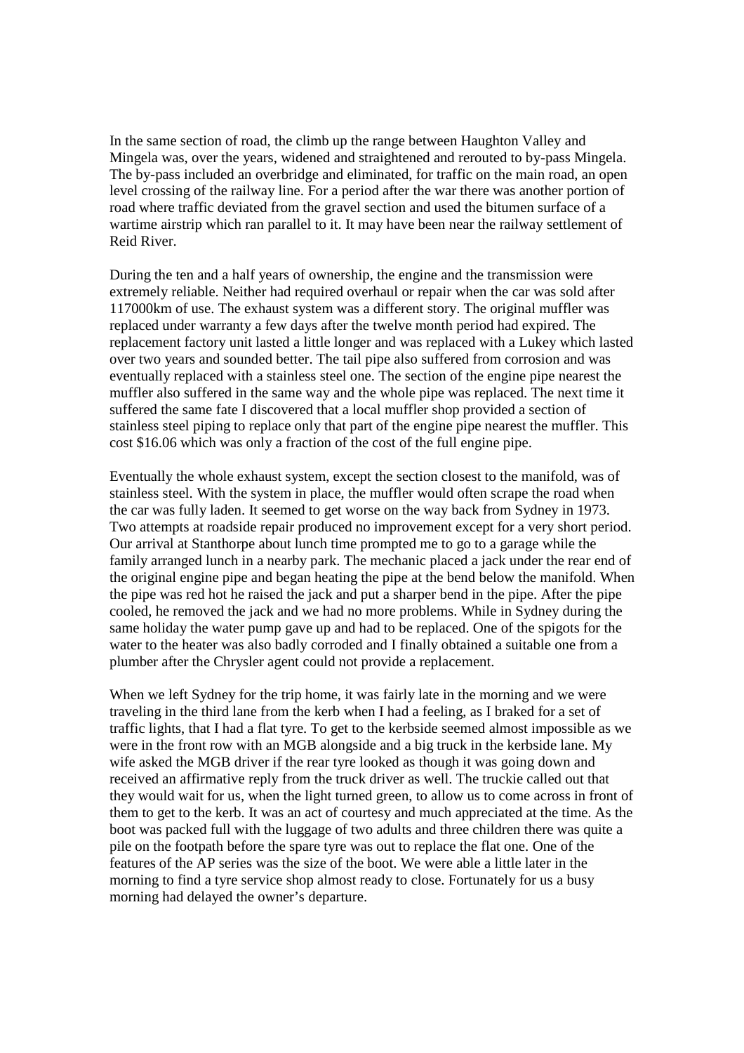In the same section of road, the climb up the range between Haughton Valley and Mingela was, over the years, widened and straightened and rerouted to by-pass Mingela. The by-pass included an overbridge and eliminated, for traffic on the main road, an open level crossing of the railway line. For a period after the war there was another portion of road where traffic deviated from the gravel section and used the bitumen surface of a wartime airstrip which ran parallel to it. It may have been near the railway settlement of Reid River.

During the ten and a half years of ownership, the engine and the transmission were extremely reliable. Neither had required overhaul or repair when the car was sold after 117000km of use. The exhaust system was a different story. The original muffler was replaced under warranty a few days after the twelve month period had expired. The replacement factory unit lasted a little longer and was replaced with a Lukey which lasted over two years and sounded better. The tail pipe also suffered from corrosion and was eventually replaced with a stainless steel one. The section of the engine pipe nearest the muffler also suffered in the same way and the whole pipe was replaced. The next time it suffered the same fate I discovered that a local muffler shop provided a section of stainless steel piping to replace only that part of the engine pipe nearest the muffler. This cost $16.06 which was only a fraction of the cost of the full engine pipe.

Eventually the whole exhaust system, except the section closest to the manifold, was of stainless steel. With the system in place, the muffler would often scrape the road when the car was fully laden. It seemed to get worse on the way back from Sydney in 1973. Two attempts at roadside repair produced no improvement except for a very short period. Our arrival at Stanthorpe about lunch time prompted me to go to a garage while the family arranged lunch in a nearby park. The mechanic placed a jack under the rear end of the original engine pipe and began heating the pipe at the bend below the manifold. When the pipe was red hot he raised the jack and put a sharper bend in the pipe. After the pipe cooled, he removed the jack and we had no more problems. While in Sydney during the same holiday the water pump gave up and had to be replaced. One of the spigots for the water to the heater was also badly corroded and I finally obtained a suitable one from a plumber after the Chrysler agent could not provide a replacement.

When we left Sydney for the trip home, it was fairly late in the morning and we were traveling in the third lane from the kerb when I had a feeling, as I braked for a set of traffic lights, that I had a flat tyre. To get to the kerbside seemed almost impossible as we were in the front row with an MGB alongside and a big truck in the kerbside lane. My wife asked the MGB driver if the rear tyre looked as though it was going down and received an affirmative reply from the truck driver as well. The truckie called out that they would wait for us, when the light turned green, to allow us to come across in front of them to get to the kerb. It was an act of courtesy and much appreciated at the time. As the boot was packed full with the luggage of two adults and three children there was quite a pile on the footpath before the spare tyre was out to replace the flat one. One of the features of the AP series was the size of the boot. We were able a little later in the morning to find a tyre service shop almost ready to close. Fortunately for us a busy morning had delayed the owner's departure.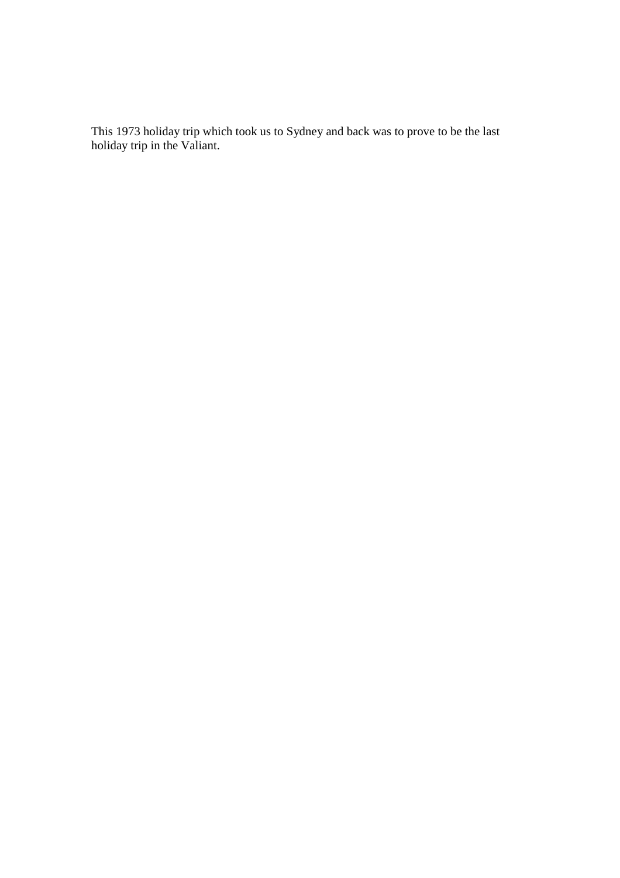This 1973 holiday trip which took us to Sydney and back was to prove to be the last holiday trip in the Valiant.